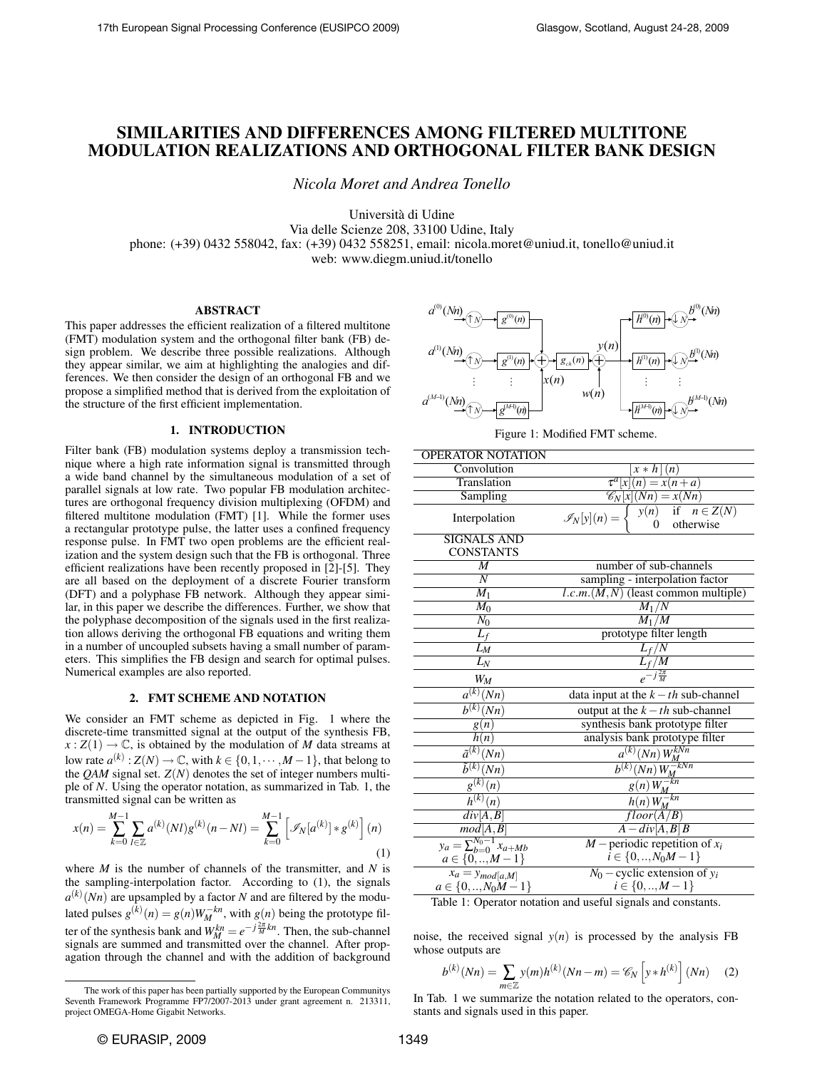# SIMILARITIES AND DIFFERENCES AMONG FILTERED MULTITONE MODULATION REALIZATIONS AND ORTHOGONAL FILTER BANK DESIGN

*Nicola Moret and Andrea Tonello*

Università di Udine
Via delle Scienze 208, 33100 Udine, Italy
phone: (+39) 0432 558042, fax: (+39) 0432 558251, email: nicola.moret@uniud.it, tonello@uniud.it
web: www.diegm.uniud.it/tonello

## ABSTRACT

This paper addresses the efficient realization of a filtered multitone (FMT) modulation system and the orthogonal filter bank (FB) design problem. We describe three possible realizations. Although they appear similar, we aim at highlighting the analogies and differences. We then consider the design of an orthogonal FB and we propose a simplified method that is derived from the exploitation of the structure of the first efficient implementation.

## 1. INTRODUCTION

Filter bank (FB) modulation systems deploy a transmission technique where a high rate information signal is transmitted through a wide band channel by the simultaneous modulation of a set of parallel signals at low rate. Two popular FB modulation architectures are orthogonal frequency division multiplexing (OFDM) and filtered multitone modulation (FMT) [1]. While the former uses a rectangular prototype pulse, the latter uses a confined frequency response pulse. In FMT two open problems are the efficient realization and the system design such that the FB is orthogonal. Three efficient realizations have been recently proposed in [2]-[5]. They are all based on the deployment of a discrete Fourier transform (DFT) and a polyphase FB network. Although they appear similar, in this paper we describe the differences. Further, we show that the polyphase decomposition of the signals used in the first realization allows deriving the orthogonal FB equations and writing them in a number of uncoupled subsets having a small number of parameters. This simplifies the FB design and search for optimal pulses. Numerical examples are also reported.

## 2. FMT SCHEME AND NOTATION

We consider an FMT scheme as depicted in Fig. 1 where the discrete-time transmitted signal at the output of the synthesis FB, $x : Z(1) \to \mathbb{C}$, is obtained by the modulation of $M$ data streams at low rate $a^{(k)} : Z(N) \to \mathbb{C}$, with $k \in \{0, 1, \cdots, M-1\}$, that belong to the *QAM* signal set. $Z(N)$ denotes the set of integer numbers multiple of $N$. Using the operator notation, as summarized in Tab. 1, the transmitted signal can be written as

$$x(n) = \sum_{k=0}^{M-1} \sum_{l \in \mathbb{Z}} a^{(k)}(Nl) g^{(k)}(n - Nl) = \sum_{k=0}^{M-1} \left[ \mathscr{I}_N[a^{(k)}] * g^{(k)} \right](n) \quad (1)$$

where $M$ is the number of channels of the transmitter, and $N$ is the sampling-interpolation factor. According to (1), the signals $a^{(k)}(Nn)$ are upsampled by a factor $N$ and are filtered by the modulated pulses $g^{(k)}(n) = g(n) W_M^{-kn}$, with $g(n)$ being the prototype filter of the synthesis bank and $W_M^{kn} = e^{-j\frac{2\pi}{M}kn}$. Then, the sub-channel signals are summed and transmitted over the channel. After propagation through the channel and with the addition of background noise, the received signal $y(n)$ is processed by the analysis FB whose outputs are

$$b^{(k)}(Nn) = \sum_{m \in \mathbb{Z}} y(m) h^{(k)}(Nn - m) = \mathscr{C}_N \left[ y * h^{(k)} \right](Nn) \quad (2)$$

In Tab. 1 we summarize the notation related to the operators, constants and signals used in this paper.

Figure 1: Modified FMT scheme.

| OPERATOR NOTATION | |
|---|---|
| Convolution | $[x * h](n)$ |
| Translation | $\tau^a[x](n) = x(n+a)$ |
| Sampling | $\mathscr{C}_N[x](Nn) = x(Nn)$ |
| Interpolation | $\mathscr{I}_N[y](n) = \begin{cases} y(n) & \text{if } n \in Z(N) \\ 0 & \text{otherwise} \end{cases}$ |
| SIGNALS AND CONSTANTS | |
| $M$ | number of sub-channels |
| $N$ | sampling - interpolation factor |
| $M_1$ | $l.c.m.(M,N)$ (least common multiple) |
| $M_0$ | $M_1/N$ |
| $N_0$ | $M_1/M$ |
| $L_f$ | prototype filter length |
| $L_M$ | $L_f/N$ |
| $L_N$ | $L_f/M$ |
| $W_M$ | $e^{-j\frac{2\pi}{M}}$ |
| $a^{(k)}(Nn)$ | data input at the $k-th$ sub-channel |
| $b^{(k)}(Nn)$ | output at the $k-th$ sub-channel |
| $g(n)$ | synthesis bank prototype filter |
| $h(n)$ | analysis bank prototype filter |
| $\tilde{a}^{(k)}(Nn)$ | $a^{(k)}(Nn) W_M^{kNn}$ |
| $\tilde{b}^{(k)}(Nn)$ | $b^{(k)}(Nn) W_M^{-kNn}$ |
| $g^{(k)}(n)$ | $g(n) W_M^{-kn}$ |
| $h^{(k)}(n)$ | $h(n) W_M^{-kn}$ |
| $div[A,B]$ | $floor(A/B)$ |
| $mod[A,B]$ | $A - div[A,B]B$ |
| $y_a = \sum_{b=0}^{N_0-1} x_{a+Mb}$, $a \in \{0,..,M-1\}$ | $M-$periodic repetition of $x_i$, $i \in \{0,..,N_0M-1\}$ |
| $x_a = y_{mod[a,M]}$, $a \in \{0,..,N_0M-1\}$ | $N_0-$cyclic extension of $y_i$, $i \in \{0,..,M-1\}$ |

Table 1: Operator notation and useful signals and constants.

The work of this paper has been partially supported by the European Communitys Seventh Framework Programme FP7/2007-2013 under grant agreement n. 213311, project OMEGA-Home Gigabit Networks.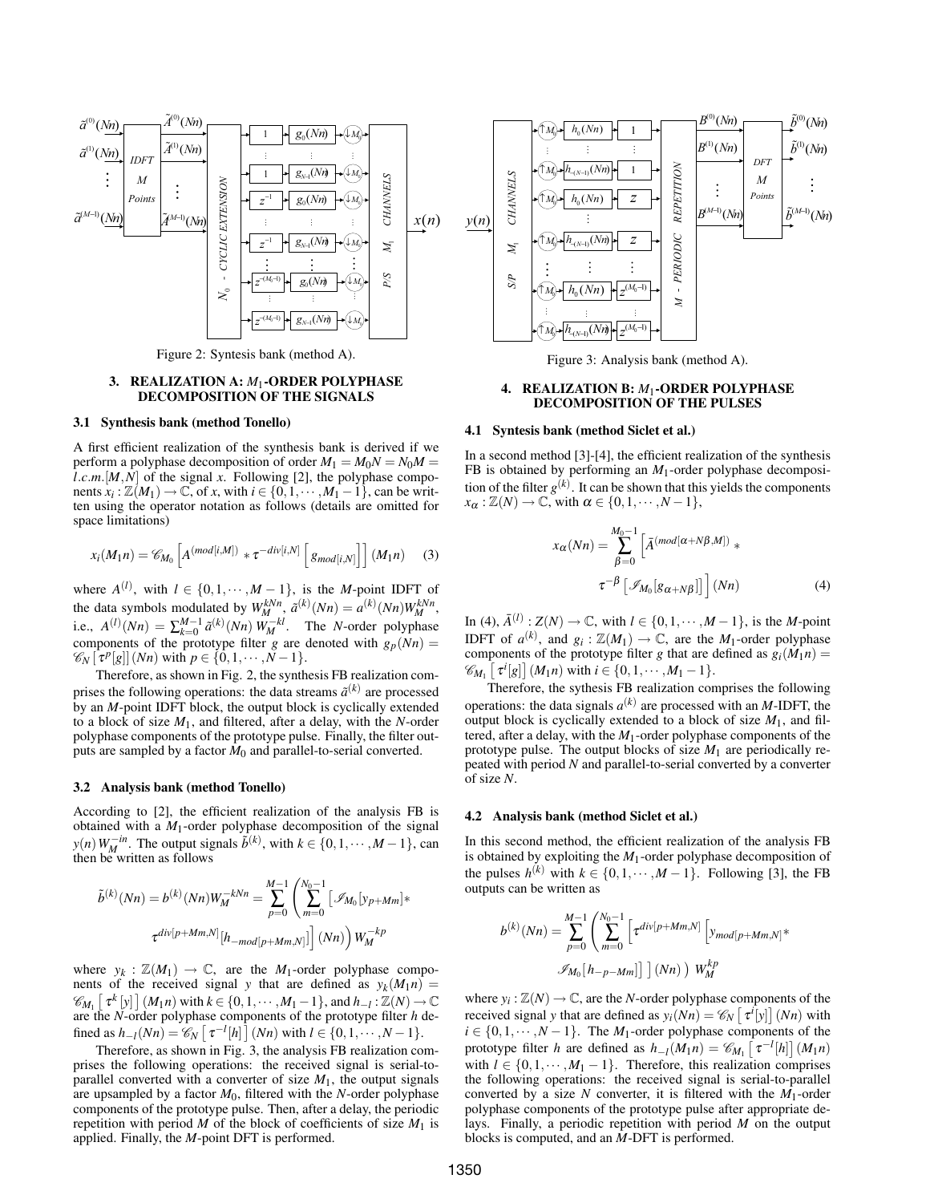Figure 2: Syntesis bank (method A).

Figure 3: Analysis bank (method A).

## 3. REALIZATION A: $M_1$-ORDER POLYPHASE DECOMPOSITION OF THE SIGNALS

### 3.1 Synthesis bank (method Tonello)

A first efficient realization of the synthesis bank is derived if we perform a polyphase decomposition of order $M_1 = M_0 N = N_0 M = l.c.m.[M,N]$ of the signal $x$. Following [2], the polyphase components $x_i : \mathbb{Z}(M_1) \to \mathbb{C}$, of $x$, with $i \in \{0,1,\cdots,M_1-1\}$, can be written using the operator notation as follows (details are omitted for space limitations)

$$x_i(M_1 n) = \mathscr{C}_{M_0}\left[A^{(mod[i,M])} * \tau^{-div[i,N]}\left[g_{mod[i,N]}\right]\right](M_1 n) \quad (3)$$

where $A^{(l)}$, with $l \in \{0,1,\cdots,M-1\}$, is the $M$-point IDFT of the data symbols modulated by $W_M^{kNn}$, $\tilde{a}^{(k)}(Nn) = a^{(k)}(Nn)W_M^{kNn}$, i.e., $A^{(l)}(Nn) = \sum_{k=0}^{M-1} \tilde{a}^{(k)}(Nn)\, W_M^{-kl}$. The $N$-order polyphase components of the prototype filter $g$ are denoted with $g_p(Nn) = \mathscr{C}_N\left[\tau^p[g]\right](Nn)$ with $p \in \{0,1,\cdots,N-1\}$.

Therefore, as shown in Fig. 2, the synthesis FB realization comprises the following operations: the data streams $\tilde{a}^{(k)}$ are processed by an $M$-point IDFT block, the output block is cyclically extended to a block of size $M_1$, and filtered, after a delay, with the $N$-order polyphase components of the prototype pulse. Finally, the filter outputs are sampled by a factor $M_0$ and parallel-to-serial converted.

### 3.2 Analysis bank (method Tonello)

According to [2], the efficient realization of the analysis FB is obtained with a $M_1$-order polyphase decomposition of the signal $y(n)\, W_M^{-in}$. The output signals $\tilde{b}^{(k)}$, with $k \in \{0,1,\cdots,M-1\}$, can then be written as follows

$$\tilde{b}^{(k)}(Nn) = b^{(k)}(Nn)W_M^{-kNn} = \sum_{p=0}^{M-1}\left(\sum_{m=0}^{N_0-1}\left[\mathscr{I}_{M_0}[y_{p+Mm}] * \tau^{div[p+Mm,N]}[h_{-mod[p+Mm,N]}]\right](Nn)\right) W_M^{-kp}$$

where $y_k : \mathbb{Z}(M_1) \to \mathbb{C}$, are the $M_1$-order polyphase components of the received signal $y$ that are defined as $y_k(M_1 n) = \mathscr{C}_{M_1}\left[\tau^k[y]\right](M_1 n)$ with $k \in \{0,1,\cdots,M_1-1\}$, and $h_{-l} : \mathbb{Z}(N) \to \mathbb{C}$ are the $N$-order polyphase components of the prototype filter $h$ defined as $h_{-l}(Nn) = \mathscr{C}_N\left[\tau^{-l}[h]\right](Nn)$ with $l \in \{0,1,\cdots,N-1\}$.

Therefore, as shown in Fig. 3, the analysis FB realization comprises the following operations: the received signal is serial-to-parallel converted with a converter of size $M_1$, the output signals are upsampled by a factor $M_0$, filtered with the $N$-order polyphase components of the prototype pulse. Then, after a delay, the periodic repetition with period $M$ of the block of coefficients of size $M_1$ is applied. Finally, the $M$-point DFT is performed.

## 4. REALIZATION B: $M_1$-ORDER POLYPHASE DECOMPOSITION OF THE PULSES

### 4.1 Syntesis bank (method Siclet et al.)

In a second method [3]-[4], the efficient realization of the synthesis FB is obtained by performing an $M_1$-order polyphase decomposition of the filter $g^{(k)}$. It can be shown that this yields the components $x_\alpha : \mathbb{Z}(N) \to \mathbb{C}$, with $\alpha \in \{0,1,\cdots,N-1\}$,

$$x_\alpha(Nn) = \sum_{\beta=0}^{M_0-1}\left[\bar{A}^{(mod[\alpha+N\beta,M])} * \tau^{-\beta}\left[\mathscr{I}_{M_0}[g_{\alpha+N\beta}]\right]\right](Nn) \quad (4)$$

In (4), $\bar{A}^{(l)} : Z(N) \to \mathbb{C}$, with $l \in \{0,1,\cdots,M-1\}$, is the $M$-point IDFT of $a^{(k)}$, and $g_i : \mathbb{Z}(M_1) \to \mathbb{C}$, are the $M_1$-order polyphase components of the prototype filter $g$ that are defined as $g_i(M_1 n) = \mathscr{C}_{M_1}\left[\tau^i[g]\right](M_1 n)$ with $i \in \{0,1,\cdots,M_1-1\}$.

Therefore, the sythesis FB realization comprises the following operations: the data signals $a^{(k)}$ are processed with an $M$-IDFT, the output block is cyclically extended to a block of size $M_1$, and filtered, after a delay, with the $M_1$-order polyphase components of the prototype pulse. The output blocks of size $M_1$ are periodically repeated with period $N$ and parallel-to-serial converted by a converter of size $N$.

### 4.2 Analysis bank (method Siclet et al.)

In this second method, the efficient realization of the analysis FB is obtained by exploiting the $M_1$-order polyphase decomposition of the pulses $h^{(k)}$ with $k \in \{0,1,\cdots,M-1\}$. Following [3], the FB outputs can be written as

$$b^{(k)}(Nn) = \sum_{p=0}^{M-1}\left(\sum_{m=0}^{N_0-1}\left[\tau^{div[p+Mm,N]}\left[y_{mod[p+Mm,N]} * \mathscr{I}_{M_0}[h_{-p-Mm}]\right]\right](Nn)\right) W_M^{kp}$$

where $y_i : \mathbb{Z}(N) \to \mathbb{C}$, are the $N$-order polyphase components of the received signal $y$ that are defined as $y_i(Nn) = \mathscr{C}_N\left[\tau^i[y]\right](Nn)$ with $i \in \{0,1,\cdots,N-1\}$. The $M_1$-order polyphase components of the prototype filter $h$ are defined as $h_{-l}(M_1 n) = \mathscr{C}_{M_1}\left[\tau^{-l}[h]\right](M_1 n)$ with $l \in \{0,1,\cdots,M_1-1\}$. Therefore, this realization comprises the following operations: the received signal is serial-to-parallel converted by a size $N$ converter, it is filtered with the $M_1$-order polyphase components of the prototype pulse after appropriate delays. Finally, a periodic repetition with period $M$ on the output blocks is computed, and an $M$-DFT is performed.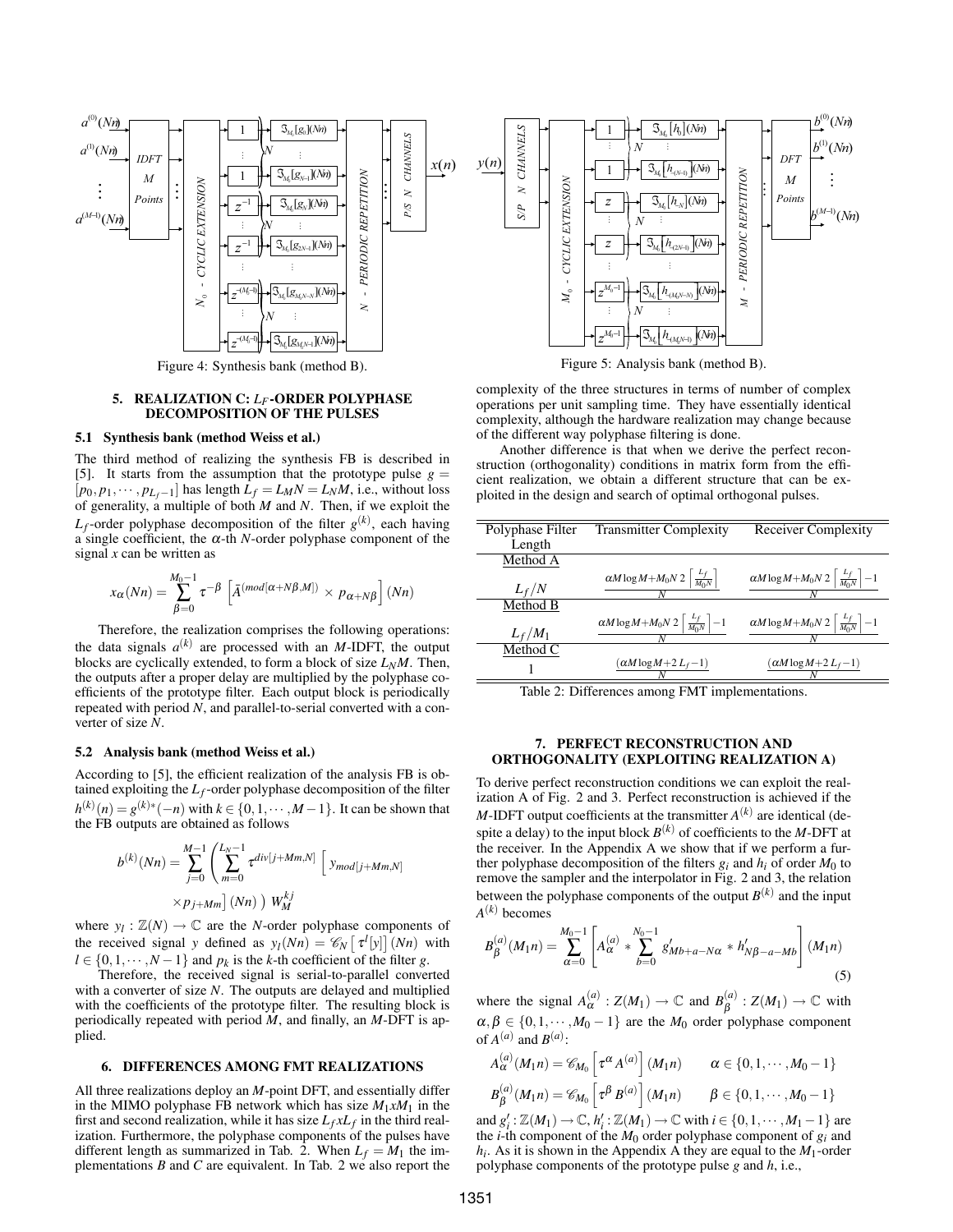Figure 4: Synthesis bank (method B).

Figure 5: Analysis bank (method B).

## 5. REALIZATION C: $L_F$-ORDER POLYPHASE DECOMPOSITION OF THE PULSES

### 5.1 Synthesis bank (method Weiss et al.)

The third method of realizing the synthesis FB is described in [5]. It starts from the assumption that the prototype pulse $g = [p_0, p_1, \cdots, p_{L_f-1}]$ has length $L_f = L_M N = L_N M$, i.e., without loss of generality, a multiple of both $M$ and $N$. Then, if we exploit the $L_f$-order polyphase decomposition of the filter $g^{(k)}$, each having a single coefficient, the $\alpha$-th $N$-order polyphase component of the signal $x$ can be written as

$$x_\alpha(Nn) = \sum_{\beta=0}^{M_0-1} \tau^{-\beta} \left[ \tilde{A}^{(mod[\alpha+N\beta,M])} \times p_{\alpha+N\beta} \right](Nn)$$

Therefore, the realization comprises the following operations: the data signals $a^{(k)}$ are processed with an $M$-IDFT, the output blocks are cyclically extended, to form a block of size $L_N M$. Then, the outputs after a proper delay are multiplied by the polyphase coefficients of the prototype filter. Each output block is periodically repeated with period $N$, and parallel-to-serial converted with a converter of size $N$.

### 5.2 Analysis bank (method Weiss et al.)

According to [5], the efficient realization of the analysis FB is obtained exploiting the $L_f$-order polyphase decomposition of the filter $h^{(k)}(n) = g^{(k)*}(-n)$ with $k \in \{0, 1, \cdots, M-1\}$. It can be shown that the FB outputs are obtained as follows

$$b^{(k)}(Nn) = \sum_{j=0}^{M-1} \left( \sum_{m=0}^{L_N-1} \tau^{div[j+Mm,N]} \left[ y_{mod[j+Mm,N]} \times p_{j+Mm} \right](Nn) \right) W_M^{kj}$$

where $y_l : \mathbb{Z}(N) \to \mathbb{C}$ are the $N$-order polyphase components of the received signal $y$ defined as $y_l(Nn) = \mathscr{C}_N \left[ \tau^l[y] \right](Nn)$ with $l \in \{0, 1, \cdots, N-1\}$ and $p_k$ is the $k$-th coefficient of the filter $g$.

Therefore, the received signal is serial-to-parallel converted with a converter of size $N$. The outputs are delayed and multiplied with the coefficients of the prototype filter. The resulting block is periodically repeated with period $M$, and finally, an $M$-DFT is applied.

## 6. DIFFERENCES AMONG FMT REALIZATIONS

All three realizations deploy an $M$-point DFT, and essentially differ in the MIMO polyphase FB network which has size $M_1 x M_1$ in the first and second realization, while it has size $L_f x L_f$ in the third realization. Furthermore, the polyphase components of the pulses have different length as summarized in Tab. 2. When $L_f = M_1$ the implementations $B$ and $C$ are equivalent. In Tab. 2 we also report the complexity of the three structures in terms of number of complex operations per unit sampling time. They have essentially identical complexity, although the hardware realization may change because of the different way polyphase filtering is done.

Another difference is that when we derive the perfect reconstruction (orthogonality) conditions in matrix form from the efficient realization, we obtain a different structure that can be exploited in the design and search of optimal orthogonal pulses.

| Polyphase Filter Length | Transmitter Complexity | Receiver Complexity |
|---|---|---|
| Method A | | |
| $L_f/N$ | $\frac{\alpha M \log M + M_0 N \, 2 \left\lceil \frac{L_f}{M_0 N} \right\rceil}{N}$ | $\frac{\alpha M \log M + M_0 N \, 2 \left\lceil \frac{L_f}{M_0 N} \right\rceil - 1}{N}$ |
| Method B | | |
| $L_f/M_1$ | $\frac{\alpha M \log M + M_0 N \, 2 \left\lceil \frac{L_f}{M_0 N} \right\rceil - 1}{N}$ | $\frac{\alpha M \log M + M_0 N \, 2 \left\lceil \frac{L_f}{M_0 N} \right\rceil - 1}{N}$ |
| Method C | | |
| 1 | $\frac{(\alpha M \log M + 2 \, L_f - 1)}{N}$ | $\frac{(\alpha M \log M + 2 \, L_f - 1)}{N}$ |

Table 2: Differences among FMT implementations.

## 7. PERFECT RECONSTRUCTION AND ORTHOGONALITY (EXPLOITING REALIZATION A)

To derive perfect reconstruction conditions we can exploit the realization A of Fig. 2 and 3. Perfect reconstruction is achieved if the $M$-IDFT output coefficients at the transmitter $A^{(k)}$ are identical (despite a delay) to the input block $B^{(k)}$ of coefficients to the $M$-DFT at the receiver. In the Appendix A we show that if we perform a further polyphase decomposition of the filters $g_i$ and $h_i$ of order $M_0$ to remove the sampler and the interpolator in Fig. 2 and 3, the relation between the polyphase components of the output $B^{(k)}$ and the input $A^{(k)}$ becomes

$$B_\beta^{(a)}(M_1 n) = \sum_{\alpha=0}^{M_0-1} \left[ A_\alpha^{(a)} * \sum_{b=0}^{N_0-1} g'_{Mb+a-N\alpha} * h'_{N\beta-a-Mb} \right](M_1 n) \tag{5}$$

where the signal $A_\alpha^{(a)} : Z(M_1) \to \mathbb{C}$ and $B_\beta^{(a)} : Z(M_1) \to \mathbb{C}$ with $\alpha, \beta \in \{0, 1, \cdots, M_0 - 1\}$ are the $M_0$ order polyphase component of $A^{(a)}$ and $B^{(a)}$:

$$A_\alpha^{(a)}(M_1 n) = \mathscr{C}_{M_0} \left[ \tau^\alpha A^{(a)} \right](M_1 n) \qquad \alpha \in \{0, 1, \cdots, M_0 - 1\}$$

$$B_\beta^{(a)}(M_1 n) = \mathscr{C}_{M_0} \left[ \tau^\beta B^{(a)} \right](M_1 n) \qquad \beta \in \{0, 1, \cdots, M_0 - 1\}$$

and $g'_i : \mathbb{Z}(M_1) \to \mathbb{C}$, $h'_i : \mathbb{Z}(M_1) \to \mathbb{C}$ with $i \in \{0, 1, \cdots, M_1 - 1\}$ are the $i$-th component of the $M_0$ order polyphase component of $g_i$ and $h_i$. As it is shown in the Appendix A they are equal to the $M_1$-order polyphase components of the prototype pulse $g$ and $h$, i.e.,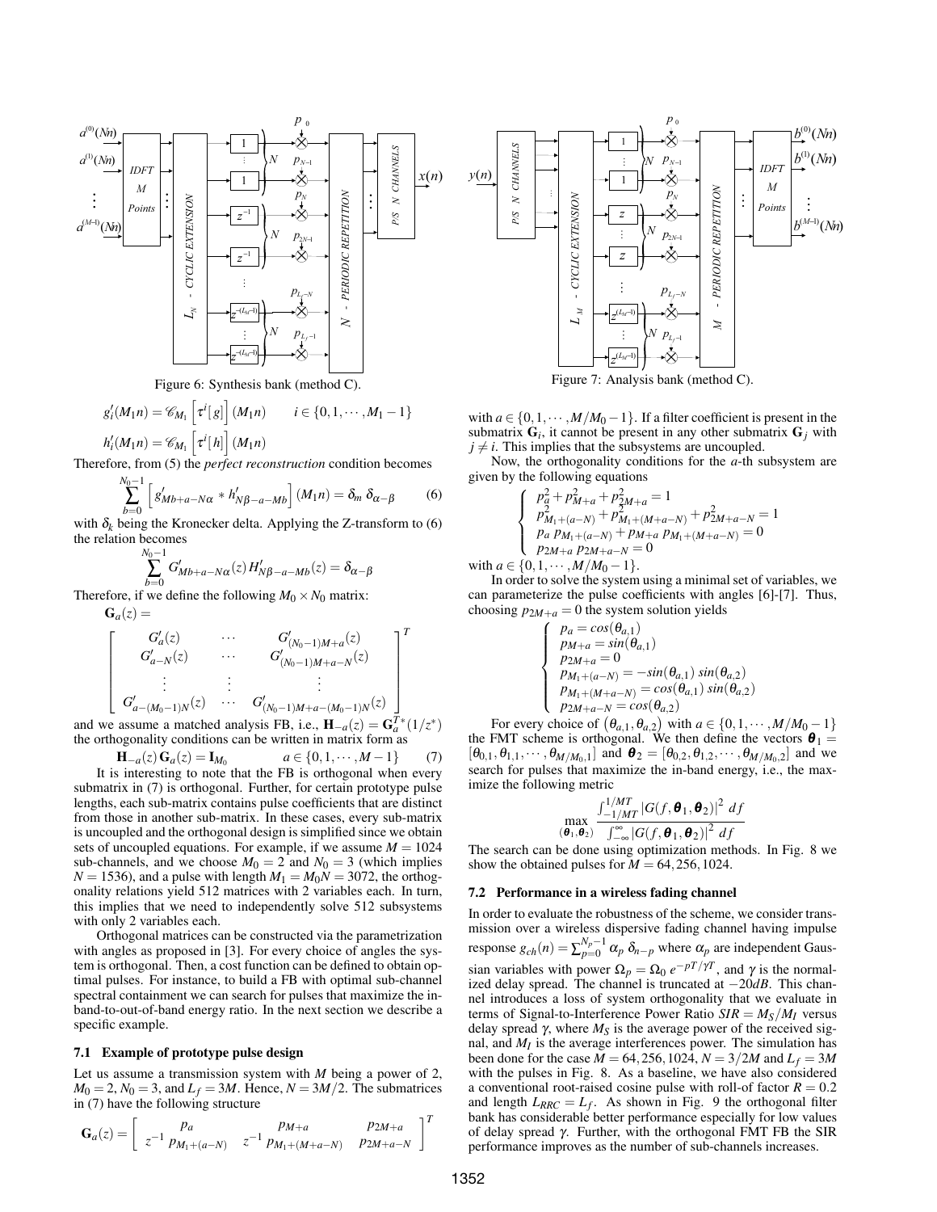Figure 6: Synthesis bank (method C).

Figure 7: Analysis bank (method C).

$$g_i'(M_1 n) = \mathscr{C}_{M_1}\left[\tau^i[g]\right](M_1 n) \qquad i \in \{0,1,\cdots,M_1-1\}$$

$$h_i'(M_1 n) = \mathscr{C}_{M_1}\left[\tau^i[h]\right](M_1 n)$$

Therefore, from (5) the *perfect reconstruction* condition becomes

$$\sum_{b=0}^{N_0-1}\left[g'_{Mb+a-N\alpha} * h'_{N\beta-a-Mb}\right](M_1 n) = \delta_m\,\delta_{\alpha-\beta} \qquad (6)$$

with $\delta_k$ being the Kronecker delta. Applying the Z-transform to (6) the relation becomes

$$\sum_{b=0}^{N_0-1} G'_{Mb+a-N\alpha}(z) H'_{N\beta-a-Mb}(z) = \delta_{\alpha-\beta}$$

Therefore, if we define the following $M_0 \times N_0$ matrix:

$$\mathbf{G}_a(z) = \begin{bmatrix} G'_a(z) & \cdots & G'_{(N_0-1)M+a}(z) \\ G'_{a-N}(z) & \cdots & G'_{(N_0-1)M+a-N}(z) \\ \vdots & \vdots & \vdots \\ G'_{a-(M_0-1)N}(z) & \cdots & G'_{(N_0-1)M+a-(M_0-1)N}(z) \end{bmatrix}^T$$

and we assume a matched analysis FB, i.e., $\mathbf{H}_{-a}(z) = \mathbf{G}_a^{T*}(1/z^*)$ the orthogonality conditions can be written in matrix form as

$$\mathbf{H}_{-a}(z)\,\mathbf{G}_a(z) = \mathbf{I}_{M_0} \qquad a \in \{0,1,\cdots,M-1\} \qquad (7)$$

It is interesting to note that the FB is orthogonal when every submatrix in (7) is orthogonal. Further, for certain prototype pulse lengths, each sub-matrix contains pulse coefficients that are distinct from those in another sub-matrix. In these cases, every sub-matrix is uncoupled and the orthogonal design is simplified since we obtain sets of uncoupled equations. For example, if we assume $M = 1024$ sub-channels, and we choose $M_0 = 2$ and $N_0 = 3$ (which implies $N = 1536$), and a pulse with length $M_1 = M_0 N = 3072$, the orthogonality relations yield 512 matrices with 2 variables each. In turn, this implies that we need to independently solve 512 subsystems with only 2 variables each.

Orthogonal matrices can be constructed via the parametrization with angles as proposed in [3]. For every choice of angles the system is orthogonal. Then, a cost function can be defined to obtain optimal pulses. For instance, to build a FB with optimal sub-channel spectral containment we can search for pulses that maximize the in-band-to-out-of-band energy ratio. In the next section we describe a specific example.

### 7.1 Example of prototype pulse design

Let us assume a transmission system with $M$ being a power of 2, $M_0 = 2$, $N_0 = 3$, and $L_f = 3M$. Hence, $N = 3M/2$. The submatrices in (7) have the following structure

$$\mathbf{G}_a(z) = \begin{bmatrix} p_a & p_{M+a} & p_{2M+a} \\ z^{-1}\,p_{M_1+(a-N)} & z^{-1}\,p_{M_1+(M+a-N)} & p_{2M+a-N} \end{bmatrix}^T$$

with $a \in \{0,1,\cdots,M/M_0-1\}$. If a filter coefficient is present in the submatrix $\mathbf{G}_i$, it cannot be present in any other submatrix $\mathbf{G}_j$ with $j \neq i$. This implies that the subsystems are uncoupled.

Now, the orthogonality conditions for the $a$-th subsystem are given by the following equations

$$\begin{cases} p_a^2 + p_{M+a}^2 + p_{2M+a}^2 = 1 \\ p_{M_1+(a-N)}^2 + p_{M_1+(M+a-N)}^2 + p_{2M+a-N}^2 = 1 \\ p_a\,p_{M_1+(a-N)} + p_{M+a}\,p_{M_1+(M+a-N)} = 0 \\ p_{2M+a}\,p_{2M+a-N} = 0 \end{cases}$$

with $a \in \{0,1,\cdots,M/M_0-1\}$.

In order to solve the system using a minimal set of variables, we can parameterize the pulse coefficients with angles [6]-[7]. Thus, choosing $p_{2M+a} = 0$ the system solution yields

$$\begin{cases} p_a = cos(\theta_{a,1}) \\ p_{M+a} = sin(\theta_{a,1}) \\ p_{2M+a} = 0 \\ p_{M_1+(a-N)} = -sin(\theta_{a,1})\,sin(\theta_{a,2}) \\ p_{M_1+(M+a-N)} = cos(\theta_{a,1})\,sin(\theta_{a,2}) \\ p_{2M+a-N} = cos(\theta_{a,2}) \end{cases}$$

For every choice of $(\theta_{a,1}, \theta_{a,2})$ with $a \in \{0,1,\cdots,M/M_0-1\}$ the FMT scheme is orthogonal. We then define the vectors $\boldsymbol{\theta}_1 = [\theta_{0,1}, \theta_{1,1}, \cdots, \theta_{M/M_0,1}]$ and $\boldsymbol{\theta}_2 = [\theta_{0,2}, \theta_{1,2}, \cdots, \theta_{M/M_0,2}]$ and we search for pulses that maximize the in-band energy, i.e., the maximize the following metric

$$\max_{(\boldsymbol{\theta}_1,\boldsymbol{\theta}_2)} \frac{\int_{-1/MT}^{1/MT} |G(f,\boldsymbol{\theta}_1,\boldsymbol{\theta}_2)|^2\,df}{\int_{-\infty}^{\infty} |G(f,\boldsymbol{\theta}_1,\boldsymbol{\theta}_2)|^2\,df}$$

The search can be done using optimization methods. In Fig. 8 we show the obtained pulses for $M = 64, 256, 1024$.

### 7.2 Performance in a wireless fading channel

In order to evaluate the robustness of the scheme, we consider transmission over a wireless dispersive fading channel having impulse response $g_{ch}(n) = \sum_{p=0}^{N_p-1} \alpha_p\,\delta_{n-p}$ where $\alpha_p$ are independent Gaussian variables with power $\Omega_p = \Omega_0\,e^{-pT/\gamma T}$, and $\gamma$ is the normalized delay spread. The channel is truncated at $-20dB$. This channel introduces a loss of system orthogonality that we evaluate in terms of Signal-to-Interference Power Ratio $SIR = M_S/M_I$ versus delay spread $\gamma$, where $M_S$ is the average power of the received signal, and $M_I$ is the average interferences power. The simulation has been done for the case $M = 64, 256, 1024$, $N = 3/2M$ and $L_f = 3M$ with the pulses in Fig. 8. As a baseline, we have also considered a conventional root-raised cosine pulse with roll-of factor $R = 0.2$ and length $L_{RRC} = L_f$. As shown in Fig. 9 the orthogonal filter bank has considerable better performance especially for low values of delay spread $\gamma$. Further, with the orthogonal FMT FB the SIR performance improves as the number of sub-channels increases.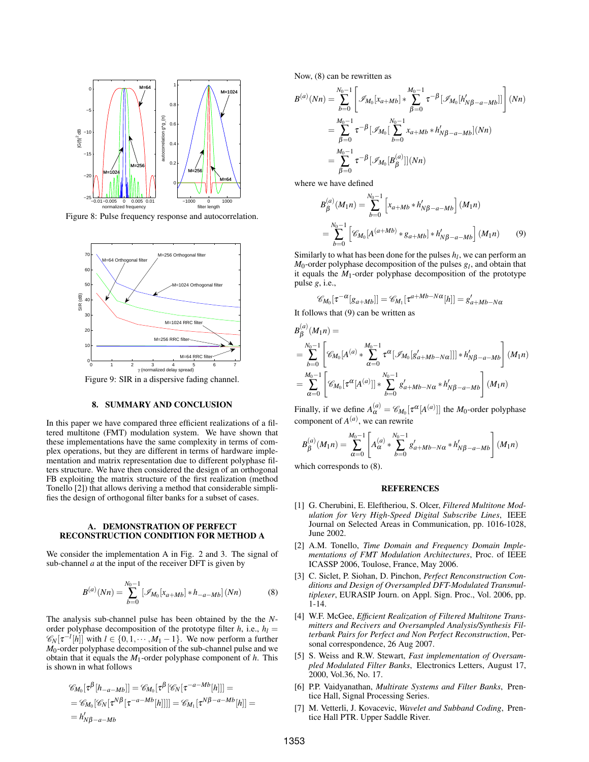0
−5
−10
−15
−20
−25
−0.01−0.005 0 0.005 0.01
normalized frequency
|G(f)|² dB
M=64
M=256
M=1024

1
0.8
0.6
0.4
0.2
0
−1000 0 1000
filter length
autocorrelation g*g_(n)
M=1024
M=256
M=64

Figure 8: Pulse frequency response and autocorrelation.

70
60
50
40
30
20
10
0
0 1 2 3 4 5 6 7
γ (normalized delay spread)
SIR (dB)
M=64 Orthogonal filter
M=256 Orthogonal filter
M=1024 Orthogonal filter
M=1024 RRC filter
M=256 RRC filter
M=64 RRC filter

Figure 9: SIR in a dispersive fading channel.

## 8. SUMMARY AND CONCLUSION

In this paper we have compared three efficient realizations of a filtered multitone (FMT) modulation system. We have shown that these implementations have the same complexity in terms of complex operations, but they are different in terms of hardware implementation and matrix representation due to different polyphase filters structure. We have then considered the design of an orthogonal FB exploiting the matrix structure of the first realization (method Tonello [2]) that allows deriving a method that considerable simplifies the design of orthogonal filter banks for a subset of cases.

## A. DEMONSTRATION OF PERFECT RECONSTRUCTION CONDITION FOR METHOD A

We consider the implementation A in Fig. 2 and 3. The signal of sub-channel $a$ at the input of the receiver DFT is given by

$$B^{(a)}(Nn) = \sum_{b=0}^{N_0-1} \left[\mathscr{I}_{M_0}[x_{a+Mb}] * h_{-a-Mb}\right](Nn) \qquad (8)$$

The analysis sub-channel pulse has been obtained by the the $N$-order polyphase decomposition of the prototype filter $h$, i.e., $h_l = \mathscr{C}_N[\tau^{-l}[h]]$ with $l \in \{0, 1, \cdots, M_1 - 1\}$. We now perform a further $M_0$-order polyphase decomposition of the sub-channel pulse and we obtain that it equals the $M_1$-order polyphase component of $h$. This is shown in what follows

$$\mathscr{C}_{M_0}[\tau^{\beta}[h_{-a-Mb}]] = \mathscr{C}_{M_0}[\tau^{\beta}[\mathscr{C}_N[\tau^{-a-Mb}[h]]]] =$$
$$= \mathscr{C}_{M_0}[\mathscr{C}_N[\tau^{N\beta}[\tau^{-a-Mb}[h]]]] = \mathscr{C}_{M_1}[\tau^{N\beta-a-Mb}[h]] =$$
$$= h'_{N\beta-a-Mb}$$

Now, (8) can be rewritten as

$$B^{(a)}(Nn) = \sum_{b=0}^{N_0-1} \left[\mathscr{I}_{M_0}[x_{a+Mb}] * \sum_{\beta=0}^{M_0-1} \tau^{-\beta}[\mathscr{I}_{M_0}[h'_{N\beta-a-Mb}]]\right](Nn)$$
$$= \sum_{\beta=0}^{M_0-1} \tau^{-\beta}[\mathscr{I}_{M_0}[\sum_{b=0}^{N_0-1} x_{a+Mb} * h'_{N\beta-a-Mb}](Nn)$$
$$= \sum_{\beta=0}^{M_0-1} \tau^{-\beta}[\mathscr{I}_{M_0}[B^{(a)}_{\beta}]](Nn)$$

where we have defined

$$B^{(a)}_{\beta}(M_1 n) = \sum_{b=0}^{N_0-1} \left[x_{a+Mb} * h'_{N\beta-a-Mb}\right](M_1 n)$$
$$= \sum_{b=0}^{N_0-1} \left[\mathscr{C}_{M_0}[A^{(a+Mb)} * g_{a+Mb}] * h'_{N\beta-a-Mb}\right](M_1 n) \qquad (9)$$

Similarly to what has been done for the pulses $h_l$, we can perform an $M_0$-order polyphase decomposition of the pulses $g_l$, and obtain that it equals the $M_1$-order polyphase decomposition of the prototype pulse $g$, i.e.,

$$\mathscr{C}_{M_0}[\tau^{-\alpha}[g_{a+Mb}]] = \mathscr{C}_{M_1}[\tau^{a+Mb-N\alpha}[h]] = g'_{a+Mb-N\alpha}$$

It follows that (9) can be written as

$$B^{(a)}_{\beta}(M_1 n) =$$
$$= \sum_{b=0}^{N_0-1} \left[\mathscr{C}_{M_0}[A^{(a)} * \sum_{\alpha=0}^{M_0-1} \tau^{\alpha}[\mathscr{I}_{M_0}[g'_{a+Mb-N\alpha}]]] * h'_{N\beta-a-Mb}\right](M_1 n)$$
$$= \sum_{\alpha=0}^{M_0-1} \left[\mathscr{C}_{M_0}[\tau^{\alpha}[A^{(a)}]] * \sum_{b=0}^{N_0-1} g'_{a+Mb-N\alpha} * h'_{N\beta-a-Mb}\right](M_1 n)$$

Finally, if we define $A^{(a)}_{\alpha} = \mathscr{C}_{M_0}[\tau^{\alpha}[A^{(a)}]]$ the $M_0$-order polyphase component of $A^{(a)}$, we can rewrite

$$B^{(a)}_{\beta}(M_1 n) = \sum_{\alpha=0}^{M_0-1} \left[A^{(a)}_{\alpha} * \sum_{b=0}^{N_0-1} g'_{a+Mb-N\alpha} * h'_{N\beta-a-Mb}\right](M_1 n)$$

which corresponds to (8).

## REFERENCES

[1] G. Cherubini, E. Eleftheriou, S. Olcer, *Filtered Multitone Modulation for Very High-Speed Digital Subscribe Lines*, IEEE Journal on Selected Areas in Communication, pp. 1016-1028, June 2002.

[2] A.M. Tonello, *Time Domain and Frequency Domain Implementations of FMT Modulation Architectures*, Proc. of IEEE ICASSP 2006, Toulose, France, May 2006.

[3] C. Siclet, P. Siohan, D. Pinchon, *Perfect Renconstruction Conditions and Design of Oversampled DFT-Modulated Transmultiplexer*, EURASIP Journ. on Appl. Sign. Proc., Vol. 2006, pp. 1-14.

[4] W.F. McGee, *Efficient Realization of Filtered Multitone Transmitters and Recivers and Oversampled Analysis/Synthesis Filterbank Pairs for Perfect and Non Perfect Reconstruction*, Personal correspondence, 26 Aug 2007.

[5] S. Weiss and R.W. Stewart, *Fast implementation of Oversampled Modulated Filter Banks*, Electronics Letters, August 17, 2000, Vol.36, No. 17.

[6] P.P. Vaidyanathan, *Multirate Systems and Filter Banks*, Prentice Hall, Signal Processing Series.

[7] M. Vetterli, J. Kovacevic, *Wavelet and Subband Coding*, Prentice Hall PTR. Upper Saddle River.